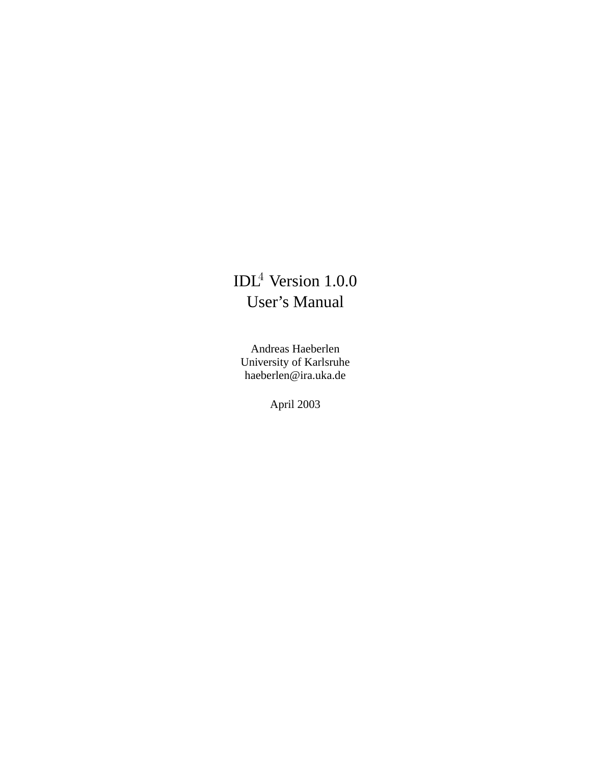# IDL$^4$ Version 1.0.0
# User's Manual

Andreas Haeberlen
University of Karlsruhe
haeberlen@ira.uka.de

April 2003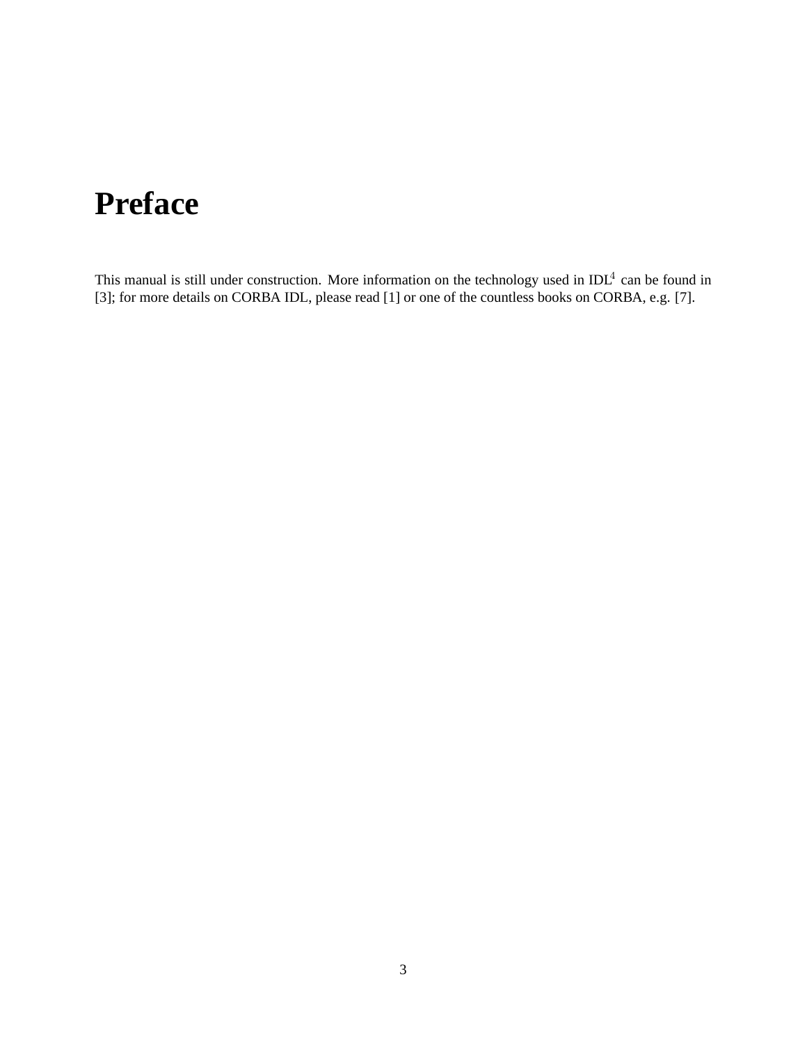# Preface

This manual is still under construction. More information on the technology used in IDL[4] can be found in [3]; for more details on CORBA IDL, please read [1] or one of the countless books on CORBA, e.g. [7].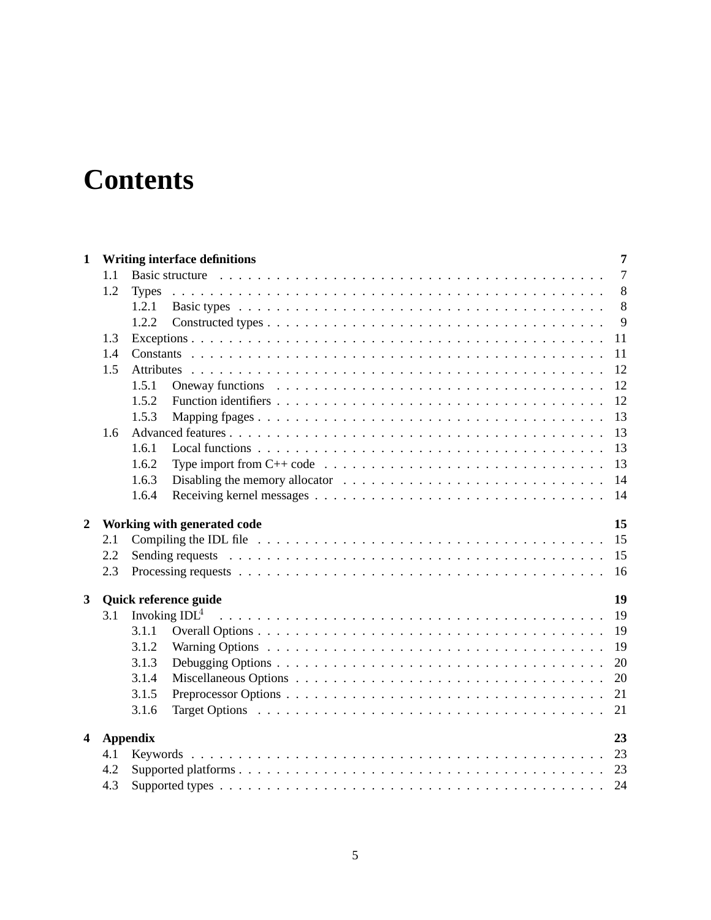# Contents

**1 Writing interface definitions** **7**

- 1.1 Basic structure . . . . . 7
- 1.2 Types . . . . . 8
  - 1.2.1 Basic types . . . . . 8
  - 1.2.2 Constructed types . . . . . 9
- 1.3 Exceptions . . . . . 11
- 1.4 Constants . . . . . 11
- 1.5 Attributes . . . . . 12
  - 1.5.1 Oneway functions . . . . . 12
  - 1.5.2 Function identifiers . . . . . 12
  - 1.5.3 Mapping fpages . . . . . 13
- 1.6 Advanced features . . . . . 13
  - 1.6.1 Local functions . . . . . 13
  - 1.6.2 Type import from C++ code . . . . . 13
  - 1.6.3 Disabling the memory allocator . . . . . 14
  - 1.6.4 Receiving kernel messages . . . . . 14

**2 Working with generated code** **15**

- 2.1 Compiling the IDL file . . . . . 15
- 2.2 Sending requests . . . . . 15
- 2.3 Processing requests . . . . . 16

**3 Quick reference guide** **19**

- 3.1 Invoking IDL$^4$ . . . . . 19
  - 3.1.1 Overall Options . . . . . 19
  - 3.1.2 Warning Options . . . . . 19
  - 3.1.3 Debugging Options . . . . . 20
  - 3.1.4 Miscellaneous Options . . . . . 20
  - 3.1.5 Preprocessor Options . . . . . 21
  - 3.1.6 Target Options . . . . . 21

**4 Appendix** **23**

- 4.1 Keywords . . . . . 23
- 4.2 Supported platforms . . . . . 23
- 4.3 Supported types . . . . . 24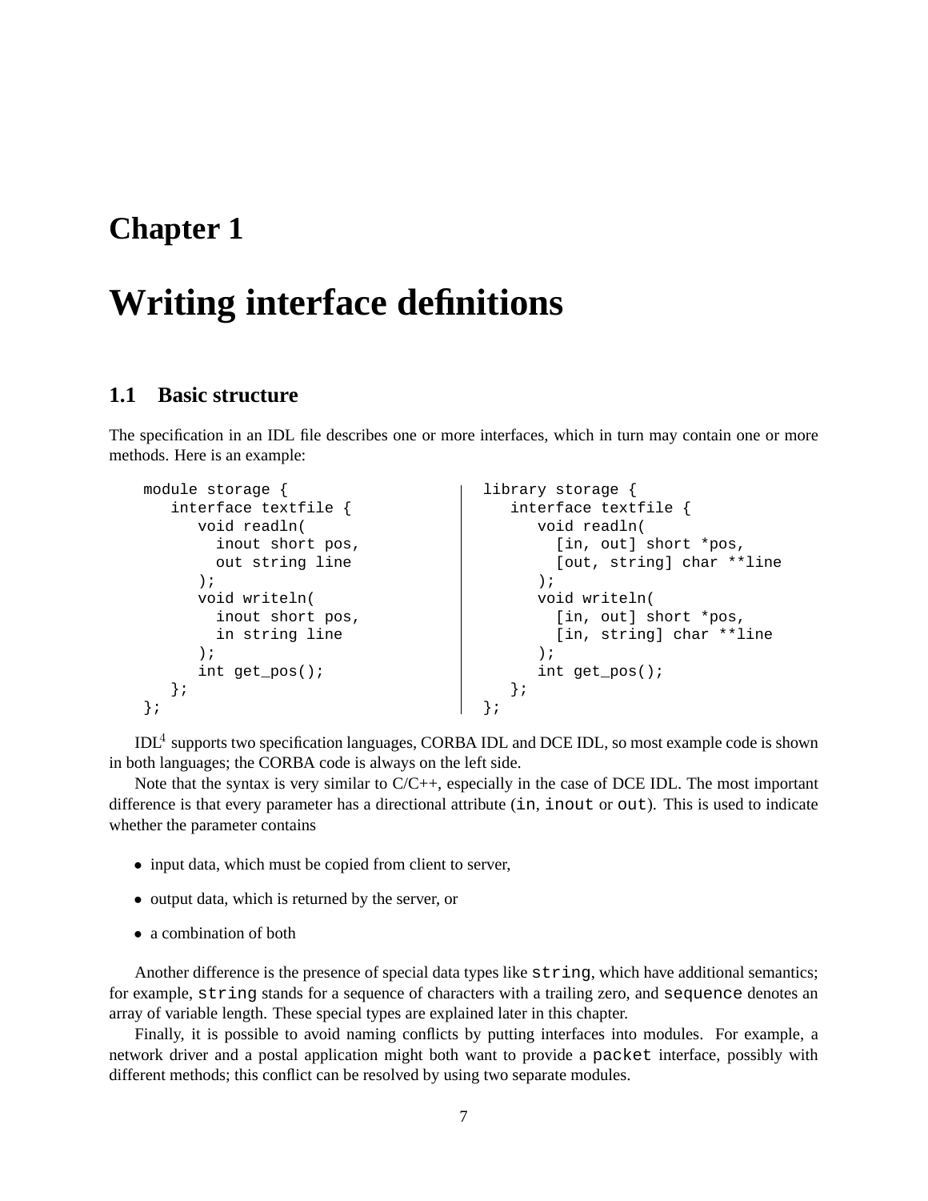# Chapter 1

# Writing interface definitions

## 1.1 Basic structure

The specification in an IDL file describes one or more interfaces, which in turn may contain one or more methods. Here is an example:

```
module storage {
   interface textfile {
      void readln(
        inout short pos,
        out string line
      );
      void writeln(
        inout short pos,
        in string line
      );
      int get_pos();
   };
};
```

```
library storage {
   interface textfile {
      void readln(
        [in, out] short *pos,
        [out, string] char **line
      );
      void writeln(
        [in, out] short *pos,
        [in, string] char **line
      );
      int get_pos();
   };
};
```

IDL[4] supports two specification languages, CORBA IDL and DCE IDL, so most example code is shown in both languages; the CORBA code is always on the left side.

Note that the syntax is very similar to C/C++, especially in the case of DCE IDL. The most important difference is that every parameter has a directional attribute (`in`, `inout` or `out`). This is used to indicate whether the parameter contains

- input data, which must be copied from client to server,
- output data, which is returned by the server, or
- a combination of both

Another difference is the presence of special data types like `string`, which have additional semantics; for example, `string` stands for a sequence of characters with a trailing zero, and `sequence` denotes an array of variable length. These special types are explained later in this chapter.

Finally, it is possible to avoid naming conflicts by putting interfaces into modules. For example, a network driver and a postal application might both want to provide a `packet` interface, possibly with different methods; this conflict can be resolved by using two separate modules.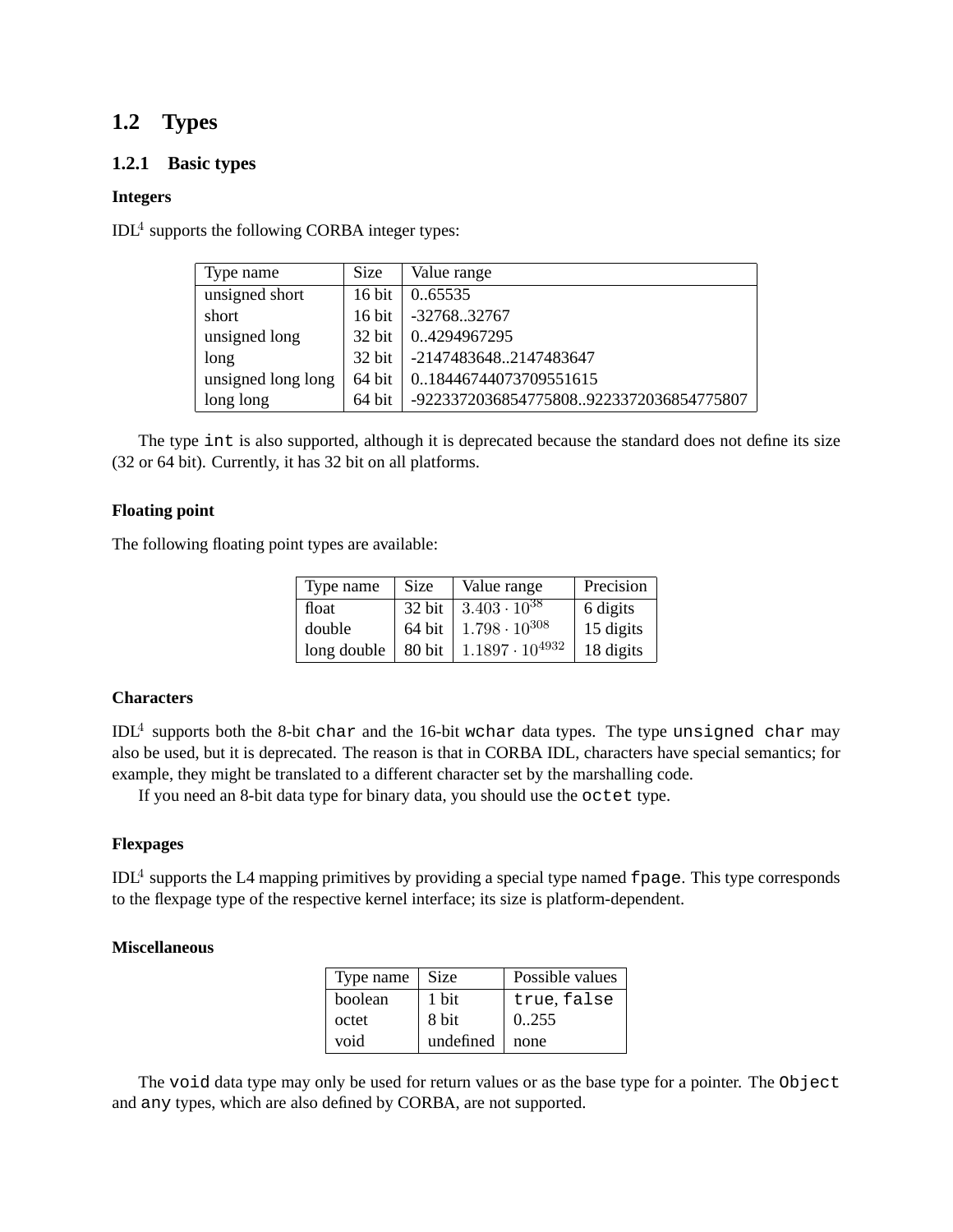## 1.2 Types

### 1.2.1 Basic types

#### Integers

IDL[4] supports the following CORBA integer types:

| Type name | Size | Value range |
|---|---|---|
| unsigned short | 16 bit | 0..65535 |
| short | 16 bit | -32768..32767 |
| unsigned long | 32 bit | 0..4294967295 |
| long | 32 bit | -2147483648..2147483647 |
| unsigned long long | 64 bit | 0..18446744073709551615 |
| long long | 64 bit | -9223372036854775808..9223372036854775807 |

The type `int` is also supported, although it is deprecated because the standard does not define its size (32 or 64 bit). Currently, it has 32 bit on all platforms.

#### Floating point

The following floating point types are available:

| Type name | Size | Value range | Precision |
|---|---|---|---|
| float | 32 bit | $3.403 \cdot 10^{38}$ | 6 digits |
| double | 64 bit | $1.798 \cdot 10^{308}$ | 15 digits |
| long double | 80 bit | $1.1897 \cdot 10^{4932}$ | 18 digits |

#### Characters

IDL[4] supports both the 8-bit `char` and the 16-bit `wchar` data types. The type `unsigned char` may also be used, but it is deprecated. The reason is that in CORBA IDL, characters have special semantics; for example, they might be translated to a different character set by the marshalling code.

If you need an 8-bit data type for binary data, you should use the `octet` type.

#### Flexpages

IDL[4] supports the L4 mapping primitives by providing a special type named `fpage`. This type corresponds to the flexpage type of the respective kernel interface; its size is platform-dependent.

#### Miscellaneous

| Type name | Size | Possible values |
|---|---|---|
| boolean | 1 bit | `true`, `false` |
| octet | 8 bit | 0..255 |
| void | undefined | none |

The `void` data type may only be used for return values or as the base type for a pointer. The `Object` and `any` types, which are also defined by CORBA, are not supported.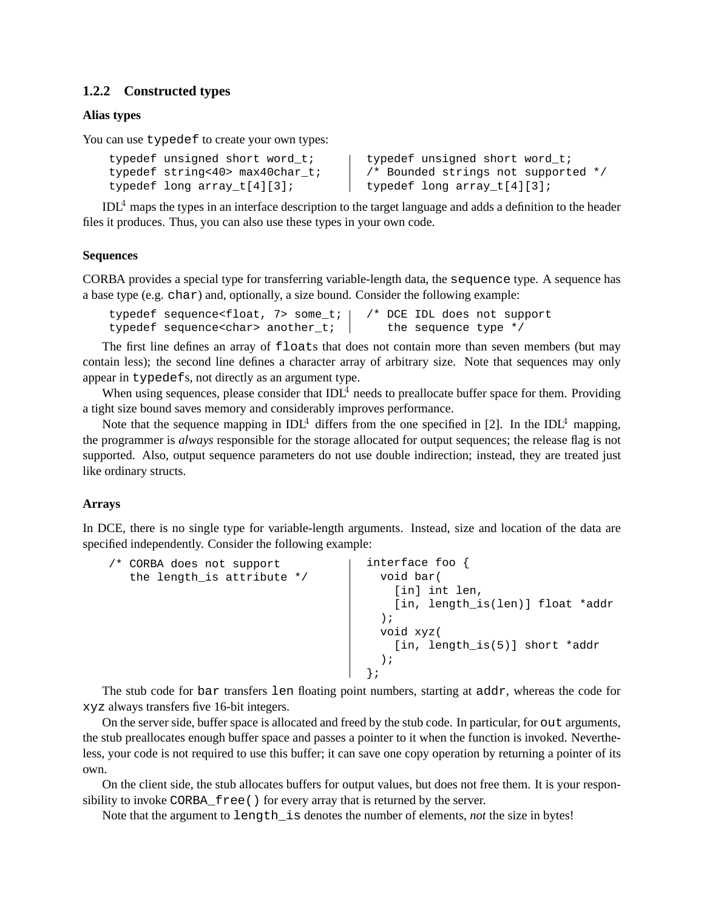### 1.2.2 Constructed types

**Alias types**

You can use `typedef` to create your own types:

```
typedef unsigned short word_t;
typedef string<40> max40char_t;
typedef long array_t[4][3];
```

```
typedef unsigned short word_t;
/* Bounded strings not supported */
typedef long array_t[4][3];
```

IDL[4] maps the types in an interface description to the target language and adds a definition to the header files it produces. Thus, you can also use these types in your own code.

**Sequences**

CORBA provides a special type for transferring variable-length data, the `sequence` type. A sequence has a base type (e.g. `char`) and, optionally, a size bound. Consider the following example:

```
typedef sequence<float, 7> some_t;
typedef sequence<char> another_t;
```

```
/* DCE IDL does not support
   the sequence type */
```

The first line defines an array of `float`s that does not contain more than seven members (but may contain less); the second line defines a character array of arbitrary size. Note that sequences may only appear in `typedef`s, not directly as an argument type.

When using sequences, please consider that IDL[4] needs to preallocate buffer space for them. Providing a tight size bound saves memory and considerably improves performance.

Note that the sequence mapping in IDL[4] differs from the one specified in [2]. In the IDL[4] mapping, the programmer is *always* responsible for the storage allocated for output sequences; the release flag is not supported. Also, output sequence parameters do not use double indirection; instead, they are treated just like ordinary structs.

**Arrays**

In DCE, there is no single type for variable-length arguments. Instead, size and location of the data are specified independently. Consider the following example:

```
/* CORBA does not support
   the length_is attribute */
```

```
interface foo {
  void bar(
    [in] int len,
    [in, length_is(len)] float *addr
  );
  void xyz(
    [in, length_is(5)] short *addr
  );
};
```

The stub code for `bar` transfers `len` floating point numbers, starting at `addr`, whereas the code for `xyz` always transfers five 16-bit integers.

On the server side, buffer space is allocated and freed by the stub code. In particular, for `out` arguments, the stub preallocates enough buffer space and passes a pointer to it when the function is invoked. Nevertheless, your code is not required to use this buffer; it can save one copy operation by returning a pointer of its own.

On the client side, the stub allocates buffers for output values, but does not free them. It is your responsibility to invoke `CORBA_free()` for every array that is returned by the server.

Note that the argument to `length_is` denotes the number of elements, *not* the size in bytes!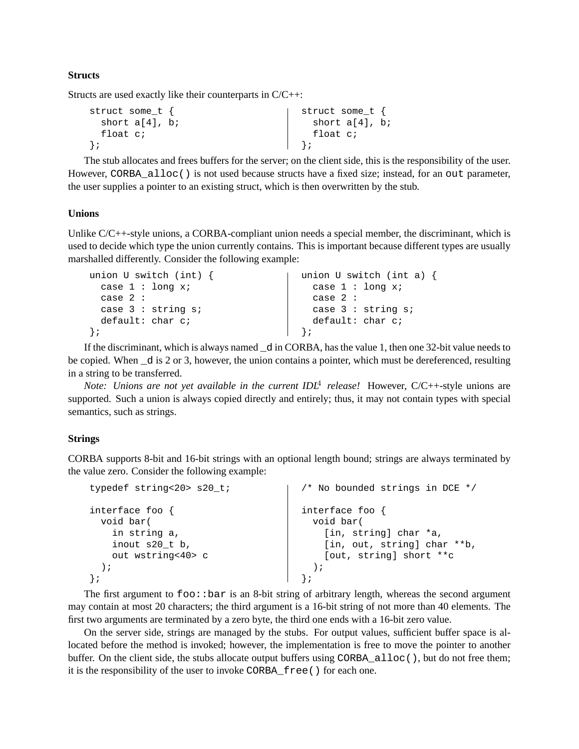**Structs**

Structs are used exactly like their counterparts in C/C++:

```
struct some_t {                         struct some_t {
  short a[4], b;                          short a[4], b;
  float c;                                float c;
};                                      };
```

The stub allocates and frees buffers for the server; on the client side, this is the responsibility of the user. However, `CORBA_alloc()` is not used because structs have a fixed size; instead, for an `out` parameter, the user supplies a pointer to an existing struct, which is then overwritten by the stub.

**Unions**

Unlike C/C++-style unions, a CORBA-compliant union needs a special member, the discriminant, which is used to decide which type the union currently contains. This is important because different types are usually marshalled differently. Consider the following example:

```
union U switch (int) {                  union U switch (int a) {
  case 1 : long x;                        case 1 : long x;
  case 2 :                                case 2 :
  case 3 : string s;                      case 3 : string s;
  default: char c;                        default: char c;
};                                      };
```

If the discriminant, which is always named `_d` in CORBA, has the value 1, then one 32-bit value needs to be copied. When `_d` is 2 or 3, however, the union contains a pointer, which must be dereferenced, resulting in a string to be transferred.

*Note: Unions are not yet available in the current IDL[4] release!* However, C/C++-style unions are supported. Such a union is always copied directly and entirely; thus, it may not contain types with special semantics, such as strings.

**Strings**

CORBA supports 8-bit and 16-bit strings with an optional length bound; strings are always terminated by the value zero. Consider the following example:

```
typedef string<20> s20_t;               /* No bounded strings in DCE */

interface foo {                         interface foo {
  void bar(                               void bar(
    in string a,                            [in, string] char *a,
    inout s20_t b,                          [in, out, string] char **b,
    out wstring<40> c                       [out, string] short **c
  );                                      );
};                                      };
```

The first argument to `foo::bar` is an 8-bit string of arbitrary length, whereas the second argument may contain at most 20 characters; the third argument is a 16-bit string of not more than 40 elements. The first two arguments are terminated by a zero byte, the third one ends with a 16-bit zero value.

On the server side, strings are managed by the stubs. For output values, sufficient buffer space is allocated before the method is invoked; however, the implementation is free to move the pointer to another buffer. On the client side, the stubs allocate output buffers using `CORBA_alloc()`, but do not free them; it is the responsibility of the user to invoke `CORBA_free()` for each one.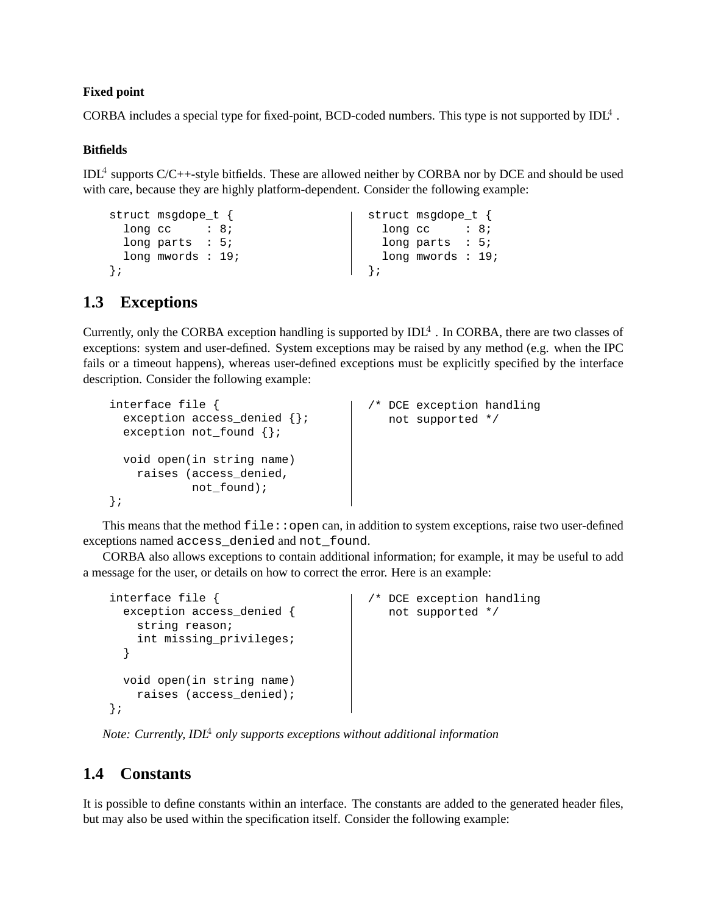#### Fixed point

CORBA includes a special type for fixed-point, BCD-coded numbers. This type is not supported by IDL$^4$ .

#### Bitfields

IDL$^4$ supports C/C++-style bitfields. These are allowed neither by CORBA nor by DCE and should be used with care, because they are highly platform-dependent. Consider the following example:

```
struct msgdope_t {
  long cc     : 8;
  long parts  : 5;
  long mwords : 19;
};
```

```
struct msgdope_t {
  long cc     : 8;
  long parts  : 5;
  long mwords : 19;
};
```

## 1.3 Exceptions

Currently, only the CORBA exception handling is supported by IDL$^4$ . In CORBA, there are two classes of exceptions: system and user-defined. System exceptions may be raised by any method (e.g. when the IPC fails or a timeout happens), whereas user-defined exceptions must be explicitly specified by the interface description. Consider the following example:

```
interface file {
  exception access_denied {};
  exception not_found {};

  void open(in string name)
    raises (access_denied,
            not_found);
};
```

```
/* DCE exception handling
   not supported */
```

This means that the method `file::open` can, in addition to system exceptions, raise two user-defined exceptions named `access_denied` and `not_found`.

CORBA also allows exceptions to contain additional information; for example, it may be useful to add a message for the user, or details on how to correct the error. Here is an example:

```
interface file {
  exception access_denied {
    string reason;
    int missing_privileges;
  }

  void open(in string name)
    raises (access_denied);
};
```

```
/* DCE exception handling
   not supported */
```

*Note: Currently, IDL$^4$ only supports exceptions without additional information*

## 1.4 Constants

It is possible to define constants within an interface. The constants are added to the generated header files, but may also be used within the specification itself. Consider the following example: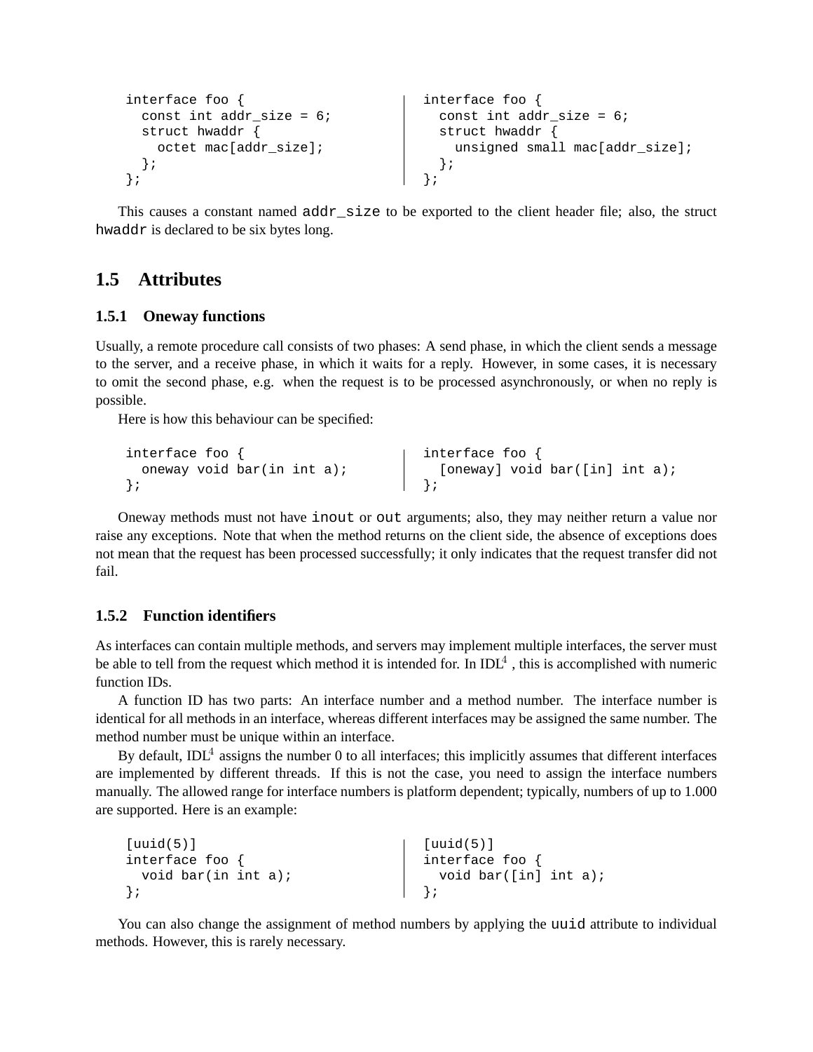```
interface foo {
  const int addr_size = 6;
  struct hwaddr {
    octet mac[addr_size];
  };
};
```

```
interface foo {
  const int addr_size = 6;
  struct hwaddr {
    unsigned small mac[addr_size];
  };
};
```

This causes a constant named `addr_size` to be exported to the client header file; also, the struct `hwaddr` is declared to be six bytes long.

## 1.5 Attributes

### 1.5.1 Oneway functions

Usually, a remote procedure call consists of two phases: A send phase, in which the client sends a message to the server, and a receive phase, in which it waits for a reply. However, in some cases, it is necessary to omit the second phase, e.g. when the request is to be processed asynchronously, or when no reply is possible.

Here is how this behaviour can be specified:

```
interface foo {
  oneway void bar(in int a);
};
```

```
interface foo {
  [oneway] void bar([in] int a);
};
```

Oneway methods must not have `inout` or `out` arguments; also, they may neither return a value nor raise any exceptions. Note that when the method returns on the client side, the absence of exceptions does not mean that the request has been processed successfully; it only indicates that the request transfer did not fail.

### 1.5.2 Function identifiers

As interfaces can contain multiple methods, and servers may implement multiple interfaces, the server must be able to tell from the request which method it is intended for. In IDL$^4$ , this is accomplished with numeric function IDs.

A function ID has two parts: An interface number and a method number. The interface number is identical for all methods in an interface, whereas different interfaces may be assigned the same number. The method number must be unique within an interface.

By default, IDL$^4$ assigns the number 0 to all interfaces; this implicitly assumes that different interfaces are implemented by different threads. If this is not the case, you need to assign the interface numbers manually. The allowed range for interface numbers is platform dependent; typically, numbers of up to 1.000 are supported. Here is an example:

```
[uuid(5)]
interface foo {
  void bar(in int a);
};
```

```
[uuid(5)]
interface foo {
  void bar([in] int a);
};
```

You can also change the assignment of method numbers by applying the `uuid` attribute to individual methods. However, this is rarely necessary.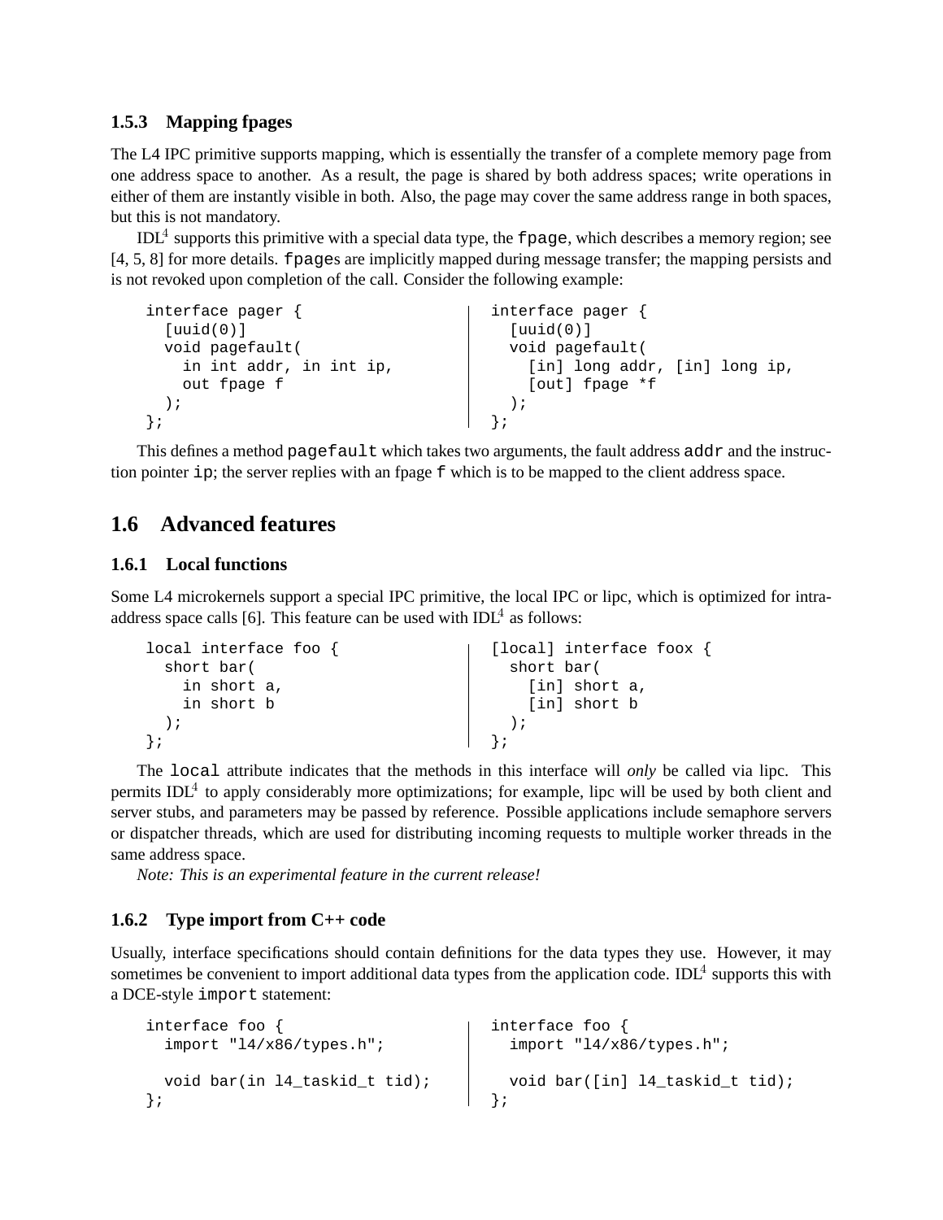### 1.5.3 Mapping fpages

The L4 IPC primitive supports mapping, which is essentially the transfer of a complete memory page from one address space to another. As a result, the page is shared by both address spaces; write operations in either of them are instantly visible in both. Also, the page may cover the same address range in both spaces, but this is not mandatory.

IDL$^4$ supports this primitive with a special data type, the `fpage`, which describes a memory region; see [4, 5, 8] for more details. `fpage`s are implicitly mapped during message transfer; the mapping persists and is not revoked upon completion of the call. Consider the following example:

```
interface pager {
  [uuid(0)]
  void pagefault(
    in int addr, in int ip,
    out fpage f
  );
};
```

```
interface pager {
  [uuid(0)]
  void pagefault(
    [in] long addr, [in] long ip,
    [out] fpage *f
  );
};
```

This defines a method `pagefault` which takes two arguments, the fault address `addr` and the instruction pointer `ip`; the server replies with an fpage `f` which is to be mapped to the client address space.

## 1.6 Advanced features

### 1.6.1 Local functions

Some L4 microkernels support a special IPC primitive, the local IPC or lipc, which is optimized for intra-address space calls [6]. This feature can be used with IDL$^4$ as follows:

```
local interface foo {
  short bar(
    in short a,
    in short b
  );
};
```

```
[local] interface foox {
  short bar(
    [in] short a,
    [in] short b
  );
};
```

The `local` attribute indicates that the methods in this interface will *only* be called via lipc. This permits IDL$^4$ to apply considerably more optimizations; for example, lipc will be used by both client and server stubs, and parameters may be passed by reference. Possible applications include semaphore servers or dispatcher threads, which are used for distributing incoming requests to multiple worker threads in the same address space.

*Note: This is an experimental feature in the current release!*

### 1.6.2 Type import from C++ code

Usually, interface specifications should contain definitions for the data types they use. However, it may sometimes be convenient to import additional data types from the application code. IDL$^4$ supports this with a DCE-style `import` statement:

```
interface foo {
  import "l4/x86/types.h";

  void bar(in l4_taskid_t tid);
};
```

```
interface foo {
  import "l4/x86/types.h";

  void bar([in] l4_taskid_t tid);
};
```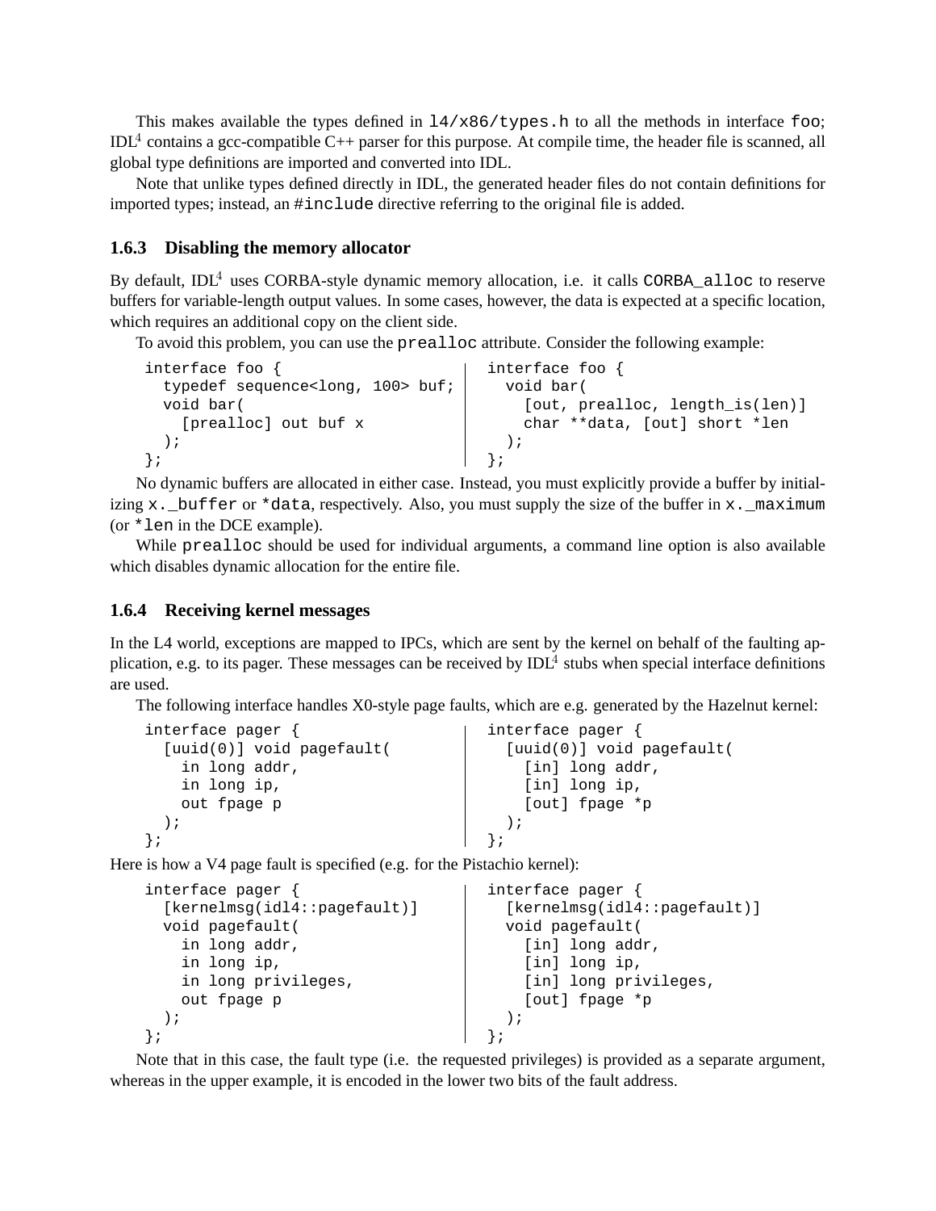This makes available the types defined in `l4/x86/types.h` to all the methods in interface `foo`; IDL[4] contains a gcc-compatible C++ parser for this purpose. At compile time, the header file is scanned, all global type definitions are imported and converted into IDL.

Note that unlike types defined directly in IDL, the generated header files do not contain definitions for imported types; instead, an `#include` directive referring to the original file is added.

### 1.6.3 Disabling the memory allocator

By default, IDL[4] uses CORBA-style dynamic memory allocation, i.e. it calls `CORBA_alloc` to reserve buffers for variable-length output values. In some cases, however, the data is expected at a specific location, which requires an additional copy on the client side.

To avoid this problem, you can use the `prealloc` attribute. Consider the following example:

```
interface foo {
  typedef sequence<long, 100> buf;
  void bar(
    [prealloc] out buf x
  );
};
```

```
interface foo {
  void bar(
    [out, prealloc, length_is(len)]
    char **data, [out] short *len
  );
};
```

No dynamic buffers are allocated in either case. Instead, you must explicitly provide a buffer by initializing `x._buffer` or `*data`, respectively. Also, you must supply the size of the buffer in `x._maximum` (or `*len` in the DCE example).

While `prealloc` should be used for individual arguments, a command line option is also available which disables dynamic allocation for the entire file.

### 1.6.4 Receiving kernel messages

In the L4 world, exceptions are mapped to IPCs, which are sent by the kernel on behalf of the faulting application, e.g. to its pager. These messages can be received by IDL[4] stubs when special interface definitions are used.

The following interface handles X0-style page faults, which are e.g. generated by the Hazelnut kernel:

```
interface pager {
  [uuid(0)] void pagefault(
    in long addr,
    in long ip,
    out fpage p
  );
};
```

```
interface pager {
  [uuid(0)] void pagefault(
    [in] long addr,
    [in] long ip,
    [out] fpage *p
  );
};
```

Here is how a V4 page fault is specified (e.g. for the Pistachio kernel):

```
interface pager {
  [kernelmsg(idl4::pagefault)]
  void pagefault(
    in long addr,
    in long ip,
    in long privileges,
    out fpage p
  );
};
```

```
interface pager {
  [kernelmsg(idl4::pagefault)]
  void pagefault(
    [in] long addr,
    [in] long ip,
    [in] long privileges,
    [out] fpage *p
  );
};
```

Note that in this case, the fault type (i.e. the requested privileges) is provided as a separate argument, whereas in the upper example, it is encoded in the lower two bits of the fault address.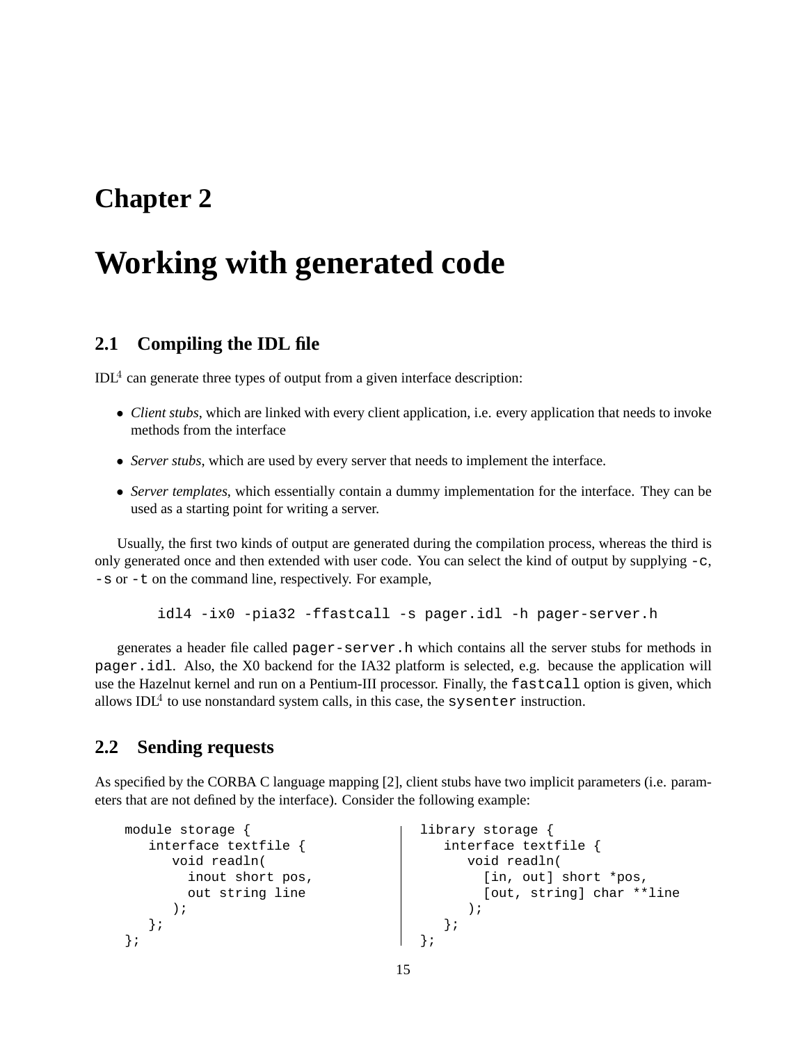# Chapter 2

# Working with generated code

## 2.1 Compiling the IDL file

IDL$^4$ can generate three types of output from a given interface description:

- *Client stubs*, which are linked with every client application, i.e. every application that needs to invoke methods from the interface
- *Server stubs*, which are used by every server that needs to implement the interface.
- *Server templates*, which essentially contain a dummy implementation for the interface. They can be used as a starting point for writing a server.

Usually, the first two kinds of output are generated during the compilation process, whereas the third is only generated once and then extended with user code. You can select the kind of output by supplying `-c`, `-s` or `-t` on the command line, respectively. For example,

```
idl4 -ix0 -pia32 -ffastcall -s pager.idl -h pager-server.h
```

generates a header file called `pager-server.h` which contains all the server stubs for methods in `pager.idl`. Also, the X0 backend for the IA32 platform is selected, e.g. because the application will use the Hazelnut kernel and run on a Pentium-III processor. Finally, the `fastcall` option is given, which allows IDL$^4$ to use nonstandard system calls, in this case, the `sysenter` instruction.

## 2.2 Sending requests

As specified by the CORBA C language mapping [2], client stubs have two implicit parameters (i.e. parameters that are not defined by the interface). Consider the following example:

```
module storage {
   interface textfile {
      void readln(
        inout short pos,
        out string line
      );
   };
};
```

```
library storage {
   interface textfile {
      void readln(
        [in, out] short *pos,
        [out, string] char **line
      );
   };
};
```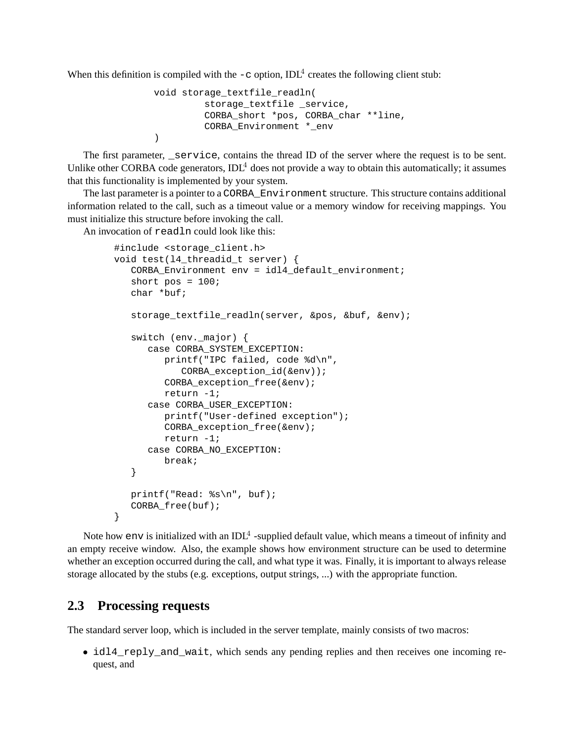When this definition is compiled with the `-c` option, IDL[4] creates the following client stub:

```
void storage_textfile_readln(
        storage_textfile _service,
        CORBA_short *pos, CORBA_char **line,
        CORBA_Environment *_env
)
```

The first parameter, `_service`, contains the thread ID of the server where the request is to be sent. Unlike other CORBA code generators, IDL[4] does not provide a way to obtain this automatically; it assumes that this functionality is implemented by your system.

The last parameter is a pointer to a `CORBA_Environment` structure. This structure contains additional information related to the call, such as a timeout value or a memory window for receiving mappings. You must initialize this structure before invoking the call.

An invocation of `readln` could look like this:

```
#include <storage_client.h>
void test(l4_threadid_t server) {
   CORBA_Environment env = idl4_default_environment;
   short pos = 100;
   char *buf;

   storage_textfile_readln(server, &pos, &buf, &env);

   switch (env._major) {
      case CORBA_SYSTEM_EXCEPTION:
         printf("IPC failed, code %d\n",
            CORBA_exception_id(&env));
         CORBA_exception_free(&env);
         return -1;
      case CORBA_USER_EXCEPTION:
         printf("User-defined exception");
         CORBA_exception_free(&env);
         return -1;
      case CORBA_NO_EXCEPTION:
         break;
   }

   printf("Read: %s\n", buf);
   CORBA_free(buf);
}
```

Note how `env` is initialized with an IDL[4] -supplied default value, which means a timeout of infinity and an empty receive window. Also, the example shows how environment structure can be used to determine whether an exception occurred during the call, and what type it was. Finally, it is important to always release storage allocated by the stubs (e.g. exceptions, output strings, ...) with the appropriate function.

## 2.3 Processing requests

The standard server loop, which is included in the server template, mainly consists of two macros:

- `idl4_reply_and_wait`, which sends any pending replies and then receives one incoming request, and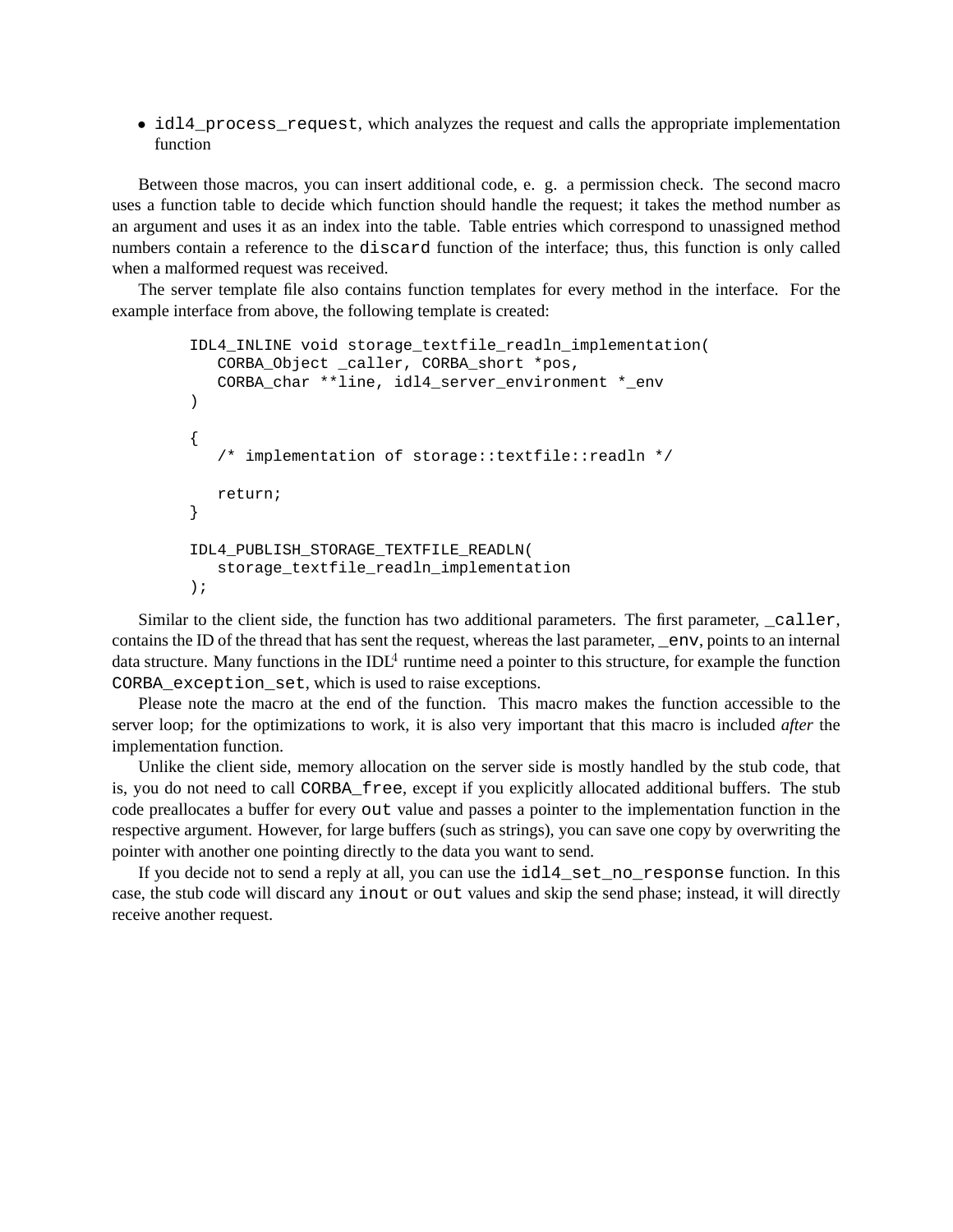- `idl4_process_request`, which analyzes the request and calls the appropriate implementation function

Between those macros, you can insert additional code, e. g. a permission check. The second macro uses a function table to decide which function should handle the request; it takes the method number as an argument and uses it as an index into the table. Table entries which correspond to unassigned method numbers contain a reference to the `discard` function of the interface; thus, this function is only called when a malformed request was received.

The server template file also contains function templates for every method in the interface. For the example interface from above, the following template is created:

```
IDL4_INLINE void storage_textfile_readln_implementation(
   CORBA_Object _caller, CORBA_short *pos,
   CORBA_char **line, idl4_server_environment *_env
)

{
   /* implementation of storage::textfile::readln */

   return;
}

IDL4_PUBLISH_STORAGE_TEXTFILE_READLN(
   storage_textfile_readln_implementation
);
```

Similar to the client side, the function has two additional parameters. The first parameter, `_caller`, contains the ID of the thread that has sent the request, whereas the last parameter, `_env`, points to an internal data structure. Many functions in the IDL$^4$ runtime need a pointer to this structure, for example the function `CORBA_exception_set`, which is used to raise exceptions.

Please note the macro at the end of the function. This macro makes the function accessible to the server loop; for the optimizations to work, it is also very important that this macro is included *after* the implementation function.

Unlike the client side, memory allocation on the server side is mostly handled by the stub code, that is, you do not need to call `CORBA_free`, except if you explicitly allocated additional buffers. The stub code preallocates a buffer for every `out` value and passes a pointer to the implementation function in the respective argument. However, for large buffers (such as strings), you can save one copy by overwriting the pointer with another one pointing directly to the data you want to send.

If you decide not to send a reply at all, you can use the `idl4_set_no_response` function. In this case, the stub code will discard any `inout` or `out` values and skip the send phase; instead, it will directly receive another request.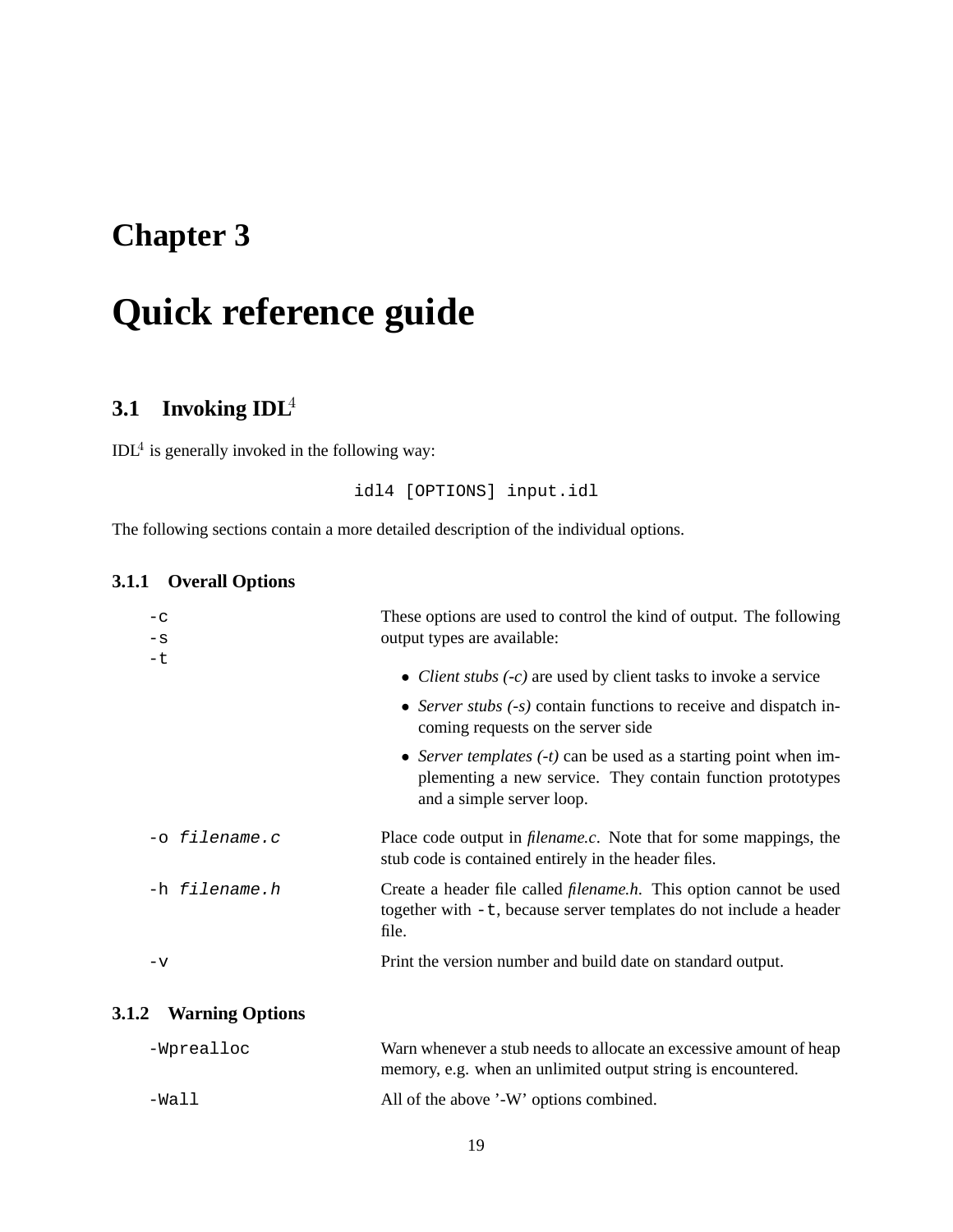# Chapter 3

# Quick reference guide

## 3.1 Invoking IDL$^4$

IDL$^4$ is generally invoked in the following way:

```
idl4 [OPTIONS] input.idl
```

The following sections contain a more detailed description of the individual options.

### 3.1.1 Overall Options

`-c`
`-s`
`-t`

These options are used to control the kind of output. The following output types are available:

- *Client stubs (-c)* are used by client tasks to invoke a service
- *Server stubs (-s)* contain functions to receive and dispatch incoming requests on the server side
- *Server templates (-t)* can be used as a starting point when implementing a new service. They contain function prototypes and a simple server loop.

`-o` *`filename.c`*

Place code output in *filename.c*. Note that for some mappings, the stub code is contained entirely in the header files.

`-h` *`filename.h`*

Create a header file called *filename.h*. This option cannot be used together with `-t`, because server templates do not include a header file.

`-v`

Print the version number and build date on standard output.

### 3.1.2 Warning Options

`-Wprealloc`

Warn whenever a stub needs to allocate an excessive amount of heap memory, e.g. when an unlimited output string is encountered.

`-Wall`

All of the above '-W' options combined.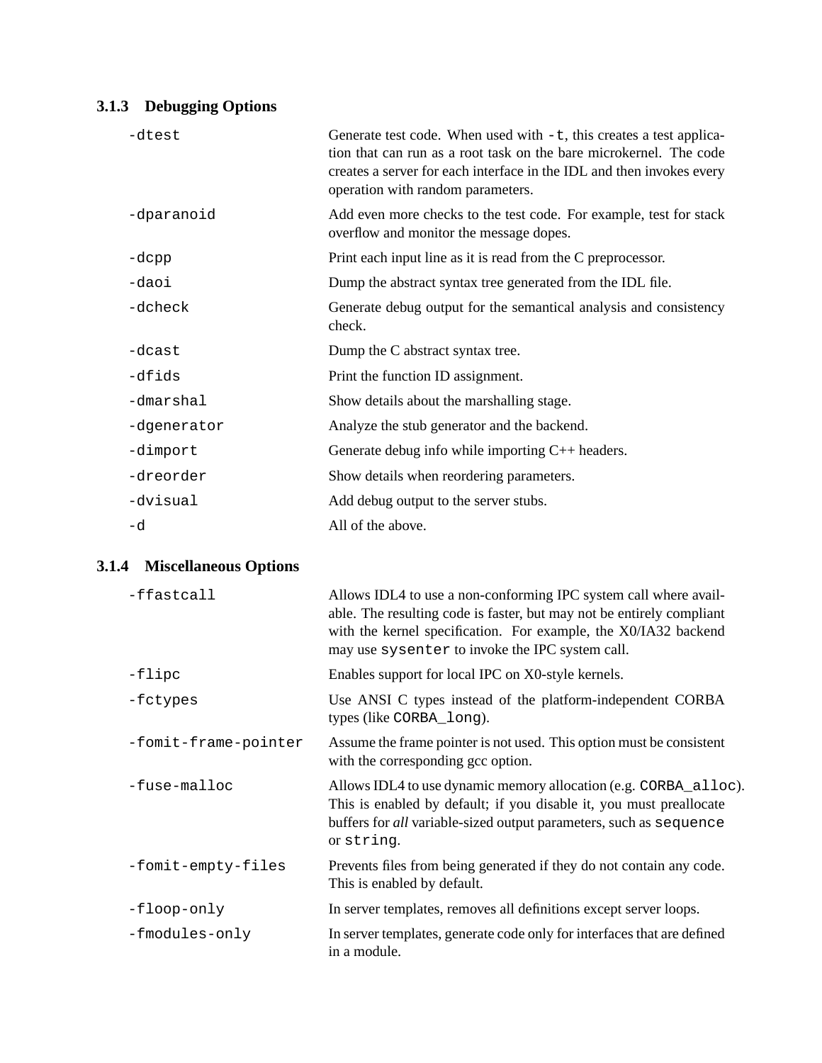### 3.1.3 Debugging Options

| | |
|---|---|
| `-dtest` | Generate test code. When used with `-t`, this creates a test application that can run as a root task on the bare microkernel. The code creates a server for each interface in the IDL and then invokes every operation with random parameters. |
| `-dparanoid` | Add even more checks to the test code. For example, test for stack overflow and monitor the message dopes. |
| `-dcpp` | Print each input line as it is read from the C preprocessor. |
| `-daoi` | Dump the abstract syntax tree generated from the IDL file. |
| `-dcheck` | Generate debug output for the semantical analysis and consistency check. |
| `-dcast` | Dump the C abstract syntax tree. |
| `-dfids` | Print the function ID assignment. |
| `-dmarshal` | Show details about the marshalling stage. |
| `-dgenerator` | Analyze the stub generator and the backend. |
| `-dimport` | Generate debug info while importing C++ headers. |
| `-dreorder` | Show details when reordering parameters. |
| `-dvisual` | Add debug output to the server stubs. |
| `-d` | All of the above. |

### 3.1.4 Miscellaneous Options

| | |
|---|---|
| `-ffastcall` | Allows IDL4 to use a non-conforming IPC system call where available. The resulting code is faster, but may not be entirely compliant with the kernel specification. For example, the X0/IA32 backend may use `sysenter` to invoke the IPC system call. |
| `-flipc` | Enables support for local IPC on X0-style kernels. |
| `-fctypes` | Use ANSI C types instead of the platform-independent CORBA types (like `CORBA_long`). |
| `-fomit-frame-pointer` | Assume the frame pointer is not used. This option must be consistent with the corresponding gcc option. |
| `-fuse-malloc` | Allows IDL4 to use dynamic memory allocation (e.g. `CORBA_alloc`). This is enabled by default; if you disable it, you must preallocate buffers for *all* variable-sized output parameters, such as `sequence` or `string`. |
| `-fomit-empty-files` | Prevents files from being generated if they do not contain any code. This is enabled by default. |
| `-floop-only` | In server templates, removes all definitions except server loops. |
| `-fmodules-only` | In server templates, generate code only for interfaces that are defined in a module. |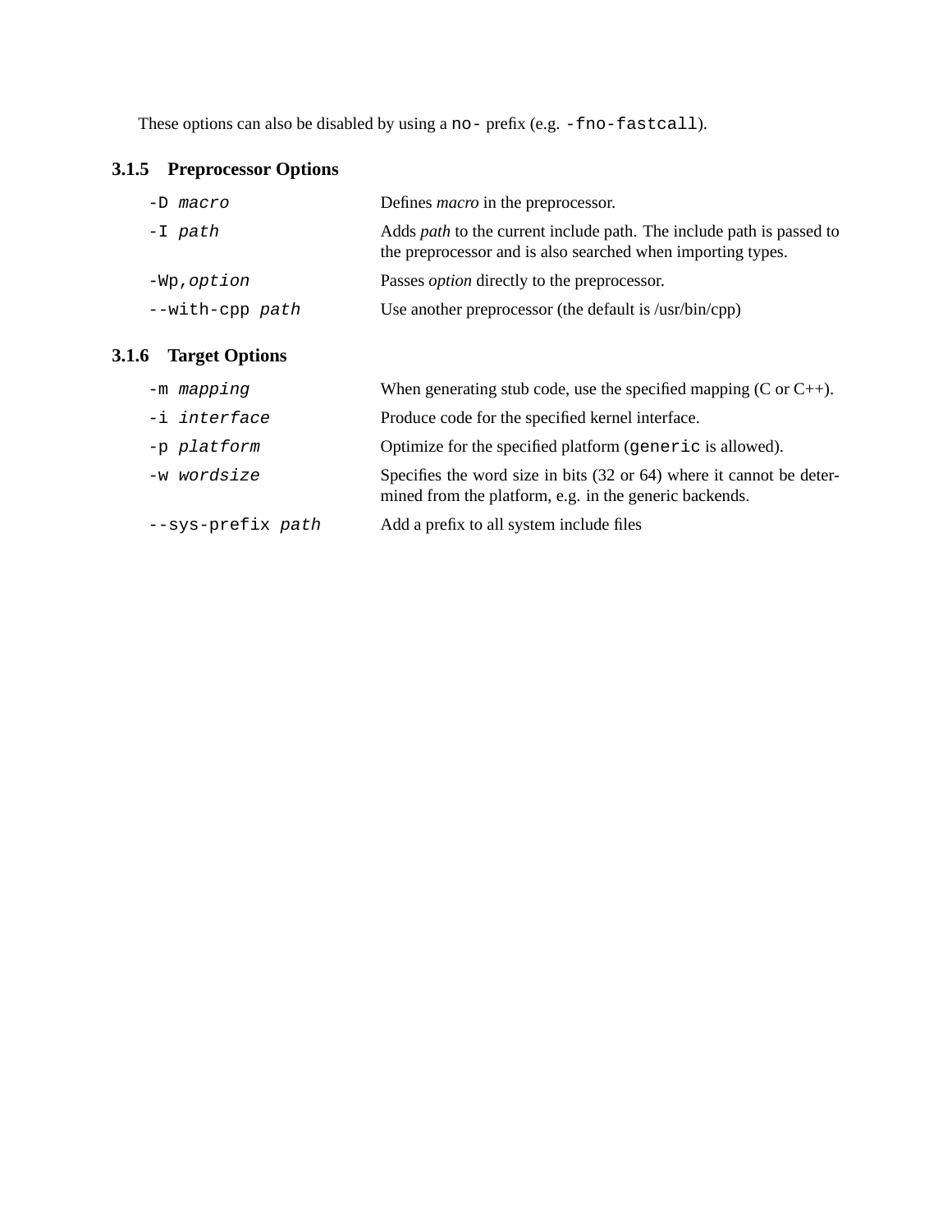These options can also be disabled by using a `no-` prefix (e.g. `-fno-fastcall`).

### 3.1.5 Preprocessor Options

| | |
|---|---|
| `-D` *macro* | Defines *macro* in the preprocessor. |
| `-I` *path* | Adds *path* to the current include path. The include path is passed to the preprocessor and is also searched when importing types. |
| `-Wp,`*option* | Passes *option* directly to the preprocessor. |
| `--with-cpp` *path* | Use another preprocessor (the default is /usr/bin/cpp) |

### 3.1.6 Target Options

| | |
|---|---|
| `-m` *mapping* | When generating stub code, use the specified mapping (C or C++). |
| `-i` *interface* | Produce code for the specified kernel interface. |
| `-p` *platform* | Optimize for the specified platform (`generic` is allowed). |
| `-w` *wordsize* | Specifies the word size in bits (32 or 64) where it cannot be determined from the platform, e.g. in the generic backends. |
| `--sys-prefix` *path* | Add a prefix to all system include files |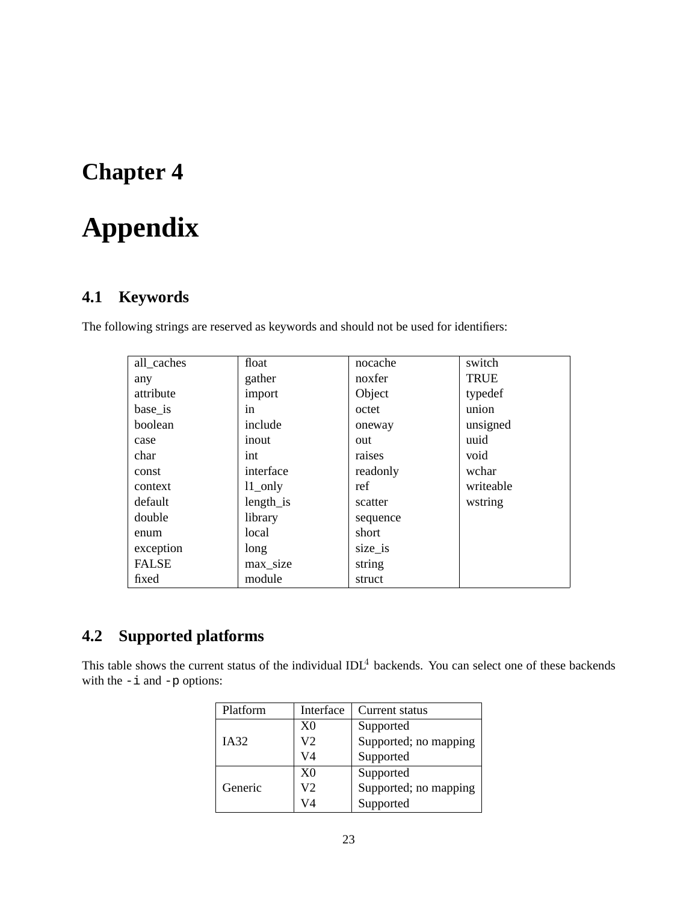# Chapter 4

# Appendix

## 4.1 Keywords

The following strings are reserved as keywords and should not be used for identifiers:

| | | | |
|---|---|---|---|
| all_caches | float | nocache | switch |
| any | gather | noxfer | TRUE |
| attribute | import | Object | typedef |
| base_is | in | octet | union |
| boolean | include | oneway | unsigned |
| case | inout | out | uuid |
| char | int | raises | void |
| const | interface | readonly | wchar |
| context | l1_only | ref | writeable |
| default | length_is | scatter | wstring |
| double | library | sequence | |
| enum | local | short | |
| exception | long | size_is | |
| FALSE | max_size | string | |
| fixed | module | struct | |

## 4.2 Supported platforms

This table shows the current status of the individual IDL[4] backends. You can select one of these backends with the `-i` and `-p` options:

| Platform | Interface | Current status |
|---|---|---|
| IA32 | X0 | Supported |
| | V2 | Supported; no mapping |
| | V4 | Supported |
| Generic | X0 | Supported |
| | V2 | Supported; no mapping |
| | V4 | Supported |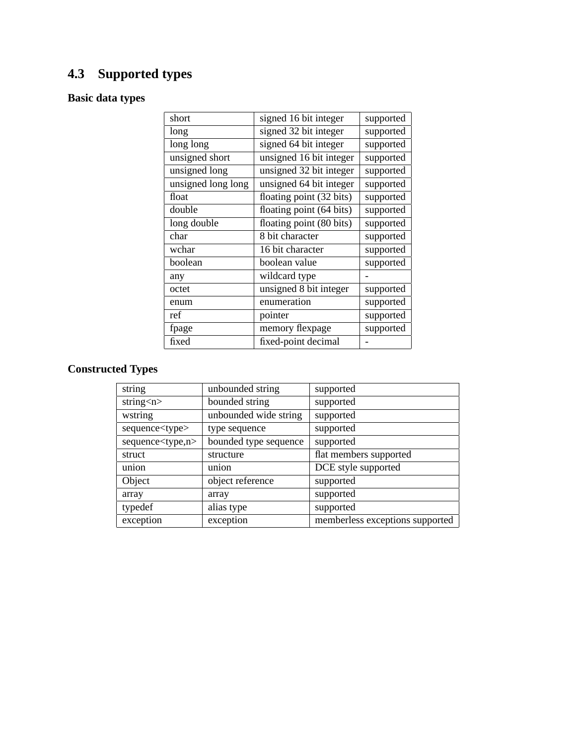## 4.3 Supported types

**Basic data types**

| short | signed 16 bit integer | supported |
|---|---|---|
| long | signed 32 bit integer | supported |
| long long | signed 64 bit integer | supported |
| unsigned short | unsigned 16 bit integer | supported |
| unsigned long | unsigned 32 bit integer | supported |
| unsigned long long | unsigned 64 bit integer | supported |
| float | floating point (32 bits) | supported |
| double | floating point (64 bits) | supported |
| long double | floating point (80 bits) | supported |
| char | 8 bit character | supported |
| wchar | 16 bit character | supported |
| boolean | boolean value | supported |
| any | wildcard type | - |
| octet | unsigned 8 bit integer | supported |
| enum | enumeration | supported |
| ref | pointer | supported |
| fpage | memory flexpage | supported |
| fixed | fixed-point decimal | - |

**Constructed Types**

| string | unbounded string | supported |
|---|---|---|
| string<n> | bounded string | supported |
| wstring | unbounded wide string | supported |
| sequence<type> | type sequence | supported |
| sequence<type,n> | bounded type sequence | supported |
| struct | structure | flat members supported |
| union | union | DCE style supported |
| Object | object reference | supported |
| array | array | supported |
| typedef | alias type | supported |
| exception | exception | memberless exceptions supported |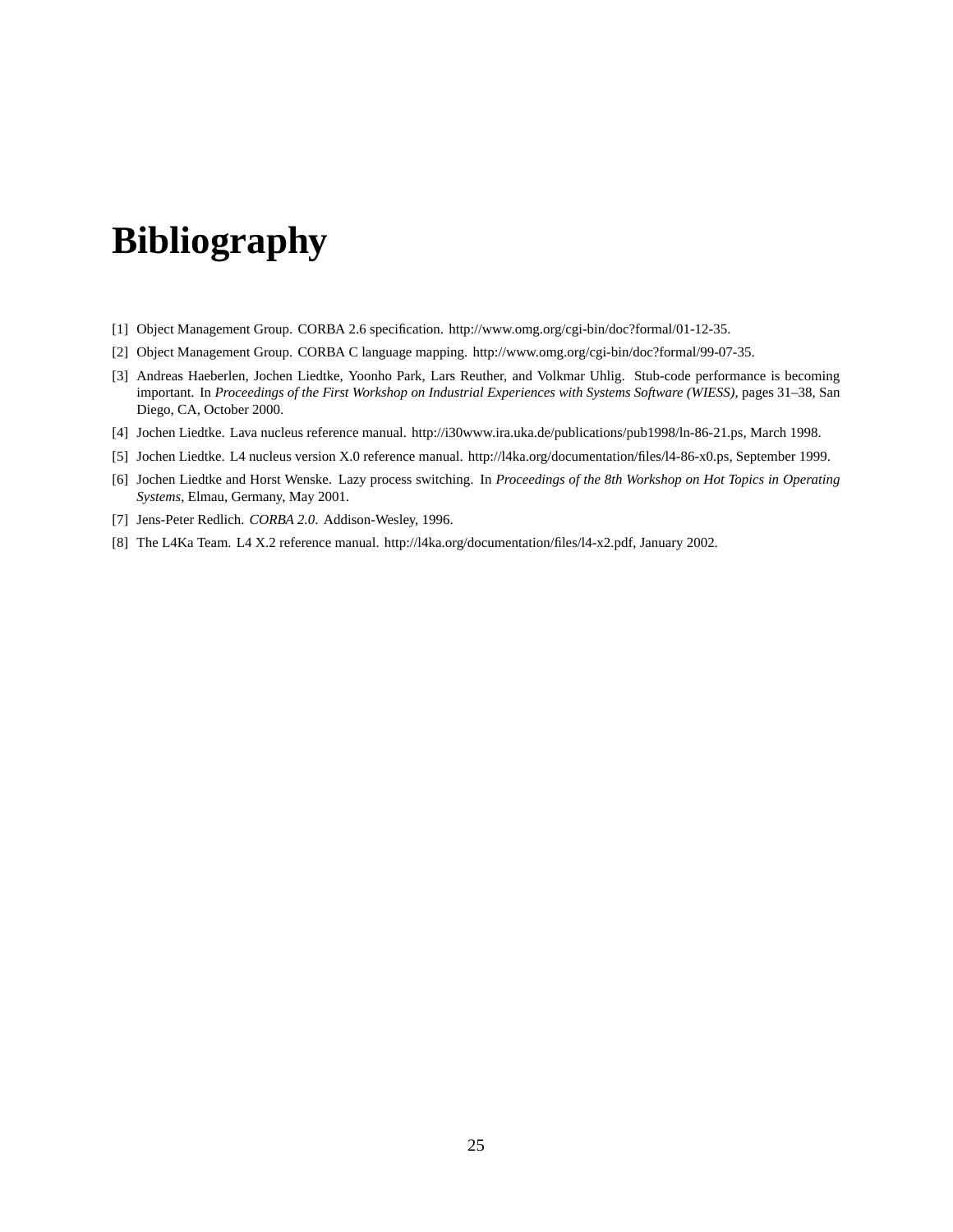# Bibliography

[1] Object Management Group. CORBA 2.6 specification. http://www.omg.org/cgi-bin/doc?formal/01-12-35.

[2] Object Management Group. CORBA C language mapping. http://www.omg.org/cgi-bin/doc?formal/99-07-35.

[3] Andreas Haeberlen, Jochen Liedtke, Yoonho Park, Lars Reuther, and Volkmar Uhlig. Stub-code performance is becoming important. In *Proceedings of the First Workshop on Industrial Experiences with Systems Software (WIESS)*, pages 31–38, San Diego, CA, October 2000.

[4] Jochen Liedtke. Lava nucleus reference manual. http://i30www.ira.uka.de/publications/pub1998/ln-86-21.ps, March 1998.

[5] Jochen Liedtke. L4 nucleus version X.0 reference manual. http://l4ka.org/documentation/files/l4-86-x0.ps, September 1999.

[6] Jochen Liedtke and Horst Wenske. Lazy process switching. In *Proceedings of the 8th Workshop on Hot Topics in Operating Systems*, Elmau, Germany, May 2001.

[7] Jens-Peter Redlich. *CORBA 2.0*. Addison-Wesley, 1996.

[8] The L4Ka Team. L4 X.2 reference manual. http://l4ka.org/documentation/files/l4-x2.pdf, January 2002.